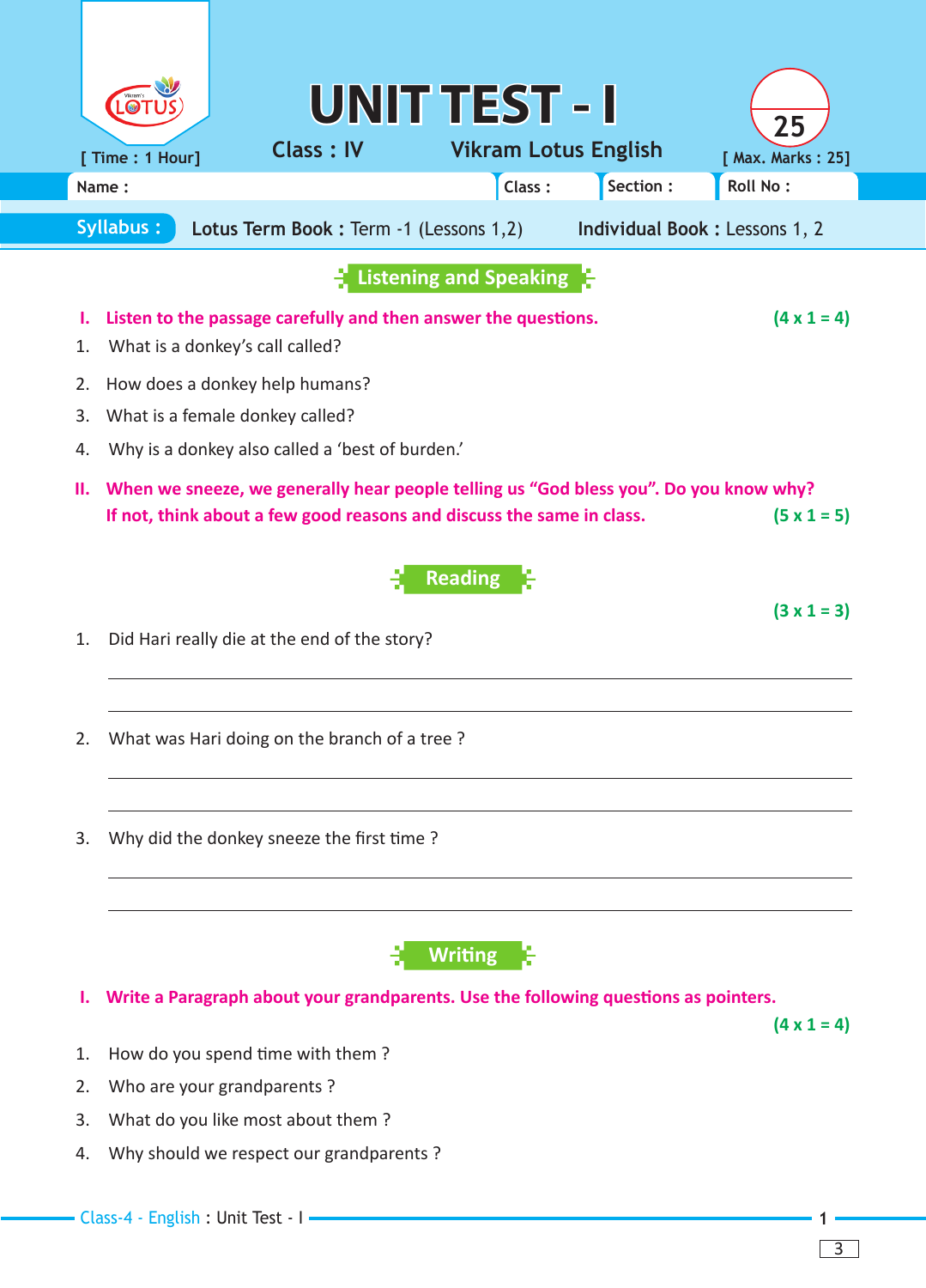# UNIT TEST - I

**Class : IV** | **Vikram Lotus English**

[ Time : 1 Hour] | [ Max. Marks : 25]

25

| Name : | Class : | Section : | Roll No : |
|---|---|---|---|

**Syllabus :** **Lotus Term Book :** Term -1 (Lessons 1,2) **Individual Book :** Lessons 1, 2

## Listening and Speaking

**I. Listen to the passage carefully and then answer the questions.** **(4 x 1 = 4)**

1. What is a donkey's call called?
2. How does a donkey help humans?
3. What is a female donkey called?
4. Why is a donkey also called a 'best of burden.'

**II. When we sneeze, we generally hear people telling us "God bless you". Do you know why? If not, think about a few good reasons and discuss the same in class.** **(5 x 1 = 5)**

## Reading

**(3 x 1 = 3)**

1. Did Hari really die at the end of the story?

______________________________________________

______________________________________________

2. What was Hari doing on the branch of a tree ?

______________________________________________

______________________________________________

3. Why did the donkey sneeze the first time ?

______________________________________________

______________________________________________

## Writing

**I. Write a Paragraph about your grandparents. Use the following questions as pointers.**

**(4 x 1 = 4)**

1. How do you spend time with them ?
2. Who are your grandparents ?
3. What do you like most about them ?
4. Why should we respect our grandparents ?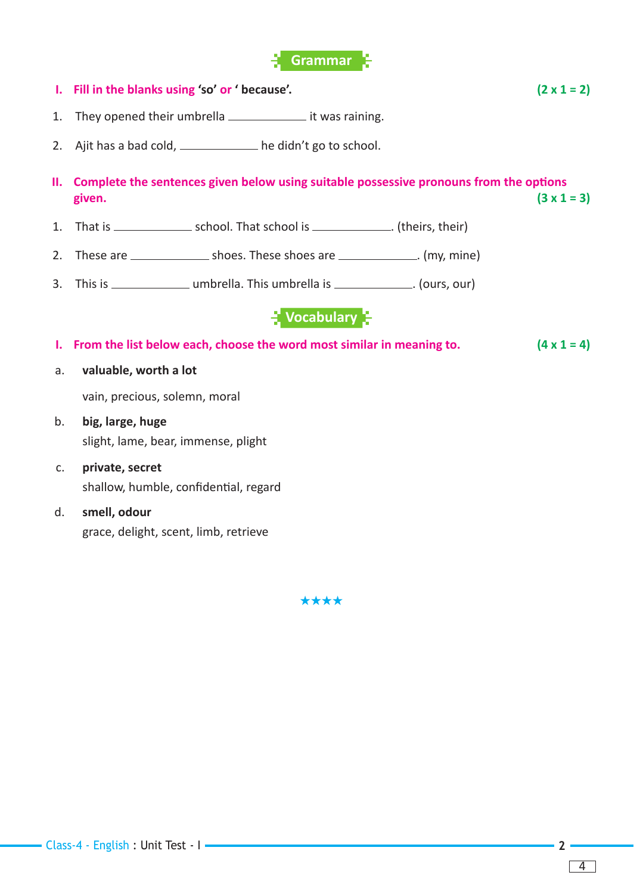## Grammar

**I. Fill in the blanks using 'so' or ' because'.** **(2 x 1 = 2)**

1. They opened their umbrella ____________ it was raining.
2. Ajit has a bad cold, ____________ he didn't go to school.

**II. Complete the sentences given below using suitable possessive pronouns from the options given.** **(3 x 1 = 3)**

1. That is ____________ school. That school is ____________. (theirs, their)
2. These are ____________ shoes. These shoes are ____________. (my, mine)
3. This is ____________ umbrella. This umbrella is ____________. (ours, our)

## Vocabulary

**I. From the list below each, choose the word most similar in meaning to.** **(4 x 1 = 4)**

a. **valuable, worth a lot**

   vain, precious, solemn, moral

b. **big, large, huge**

   slight, lame, bear, immense, plight

c. **private, secret**

   shallow, humble, confidential, regard

d. **smell, odour**

   grace, delight, scent, limb, retrieve

★★★★